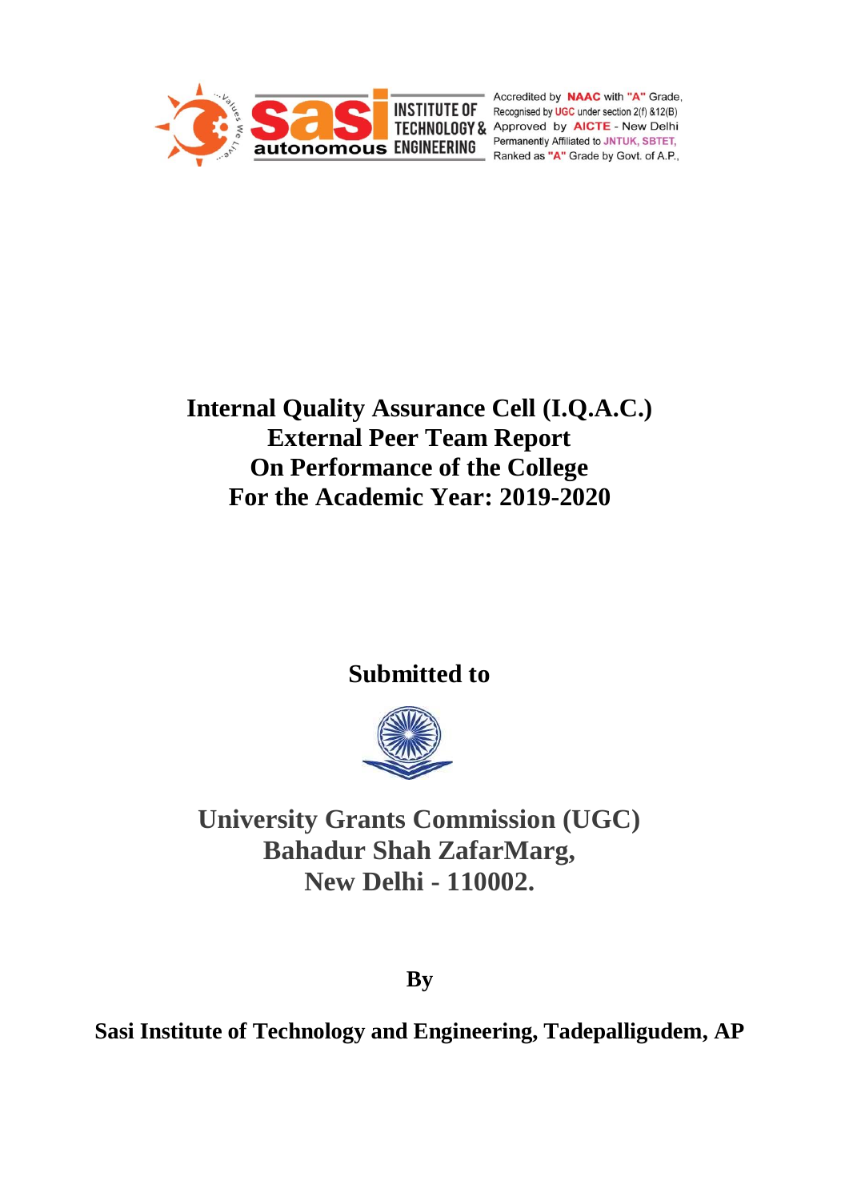sasi autonomous INSTITUTE OF TECHNOLOGY & ENGINEERING

Accredited by NAAC with "A" Grade,
Recognised by UGC under section 2(f) &12(B)
Approved by AICTE - New Delhi
Permanently Affiliated to JNTUK, SBTET,
Ranked as "A" Grade by Govt. of A.P.,

# Internal Quality Assurance Cell (I.Q.A.C.)
# External Peer Team Report
# On Performance of the College
# For the Academic Year: 2019-2020

## Submitted to

## University Grants Commission (UGC)
## Bahadur Shah ZafarMarg,
## New Delhi - 110002.

**By**

**Sasi Institute of Technology and Engineering, Tadepalligudem, AP**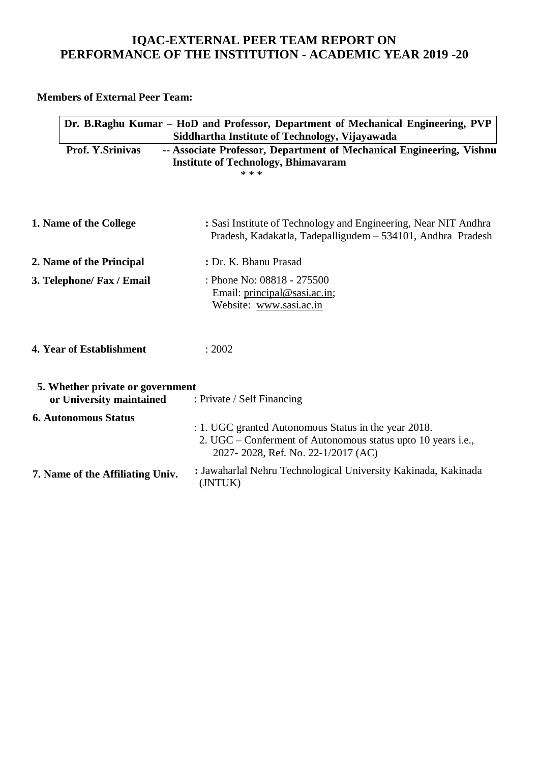# IQAC-EXTERNAL PEER TEAM REPORT ON PERFORMANCE OF THE INSTITUTION - ACADEMIC YEAR 2019 -20

**Members of External Peer Team:**

**Dr. B.Raghu Kumar – HoD and Professor, Department of Mechanical Engineering, PVP Siddhartha Institute of Technology, Vijayawada**

**Prof. Y.Srinivas -- Associate Professor, Department of Mechanical Engineering, Vishnu Institute of Technology, Bhimavaram**

\* \* \*

| | |
|---|---|
| **1. Name of the College** | **:** Sasi Institute of Technology and Engineering, Near NIT Andhra Pradesh, Kadakatla, Tadepalligudem – 534101, Andhra Pradesh |
| **2. Name of the Principal** | **:** Dr. K. Bhanu Prasad |
| **3. Telephone/ Fax / Email** | : Phone No: 08818 - 275500<br>Email: principal@sasi.ac.in;<br>Website: www.sasi.ac.in |
| **4. Year of Establishment** | : 2002 |
| **5. Whether private or government or University maintained** | : Private / Self Financing |
| **6. Autonomous Status** | : 1. UGC granted Autonomous Status in the year 2018.<br>2. UGC – Conferment of Autonomous status upto 10 years i.e., 2027- 2028, Ref. No. 22-1/2017 (AC) |
| **7. Name of the Affiliating Univ.** | **:** Jawaharlal Nehru Technological University Kakinada, Kakinada (JNTUK) |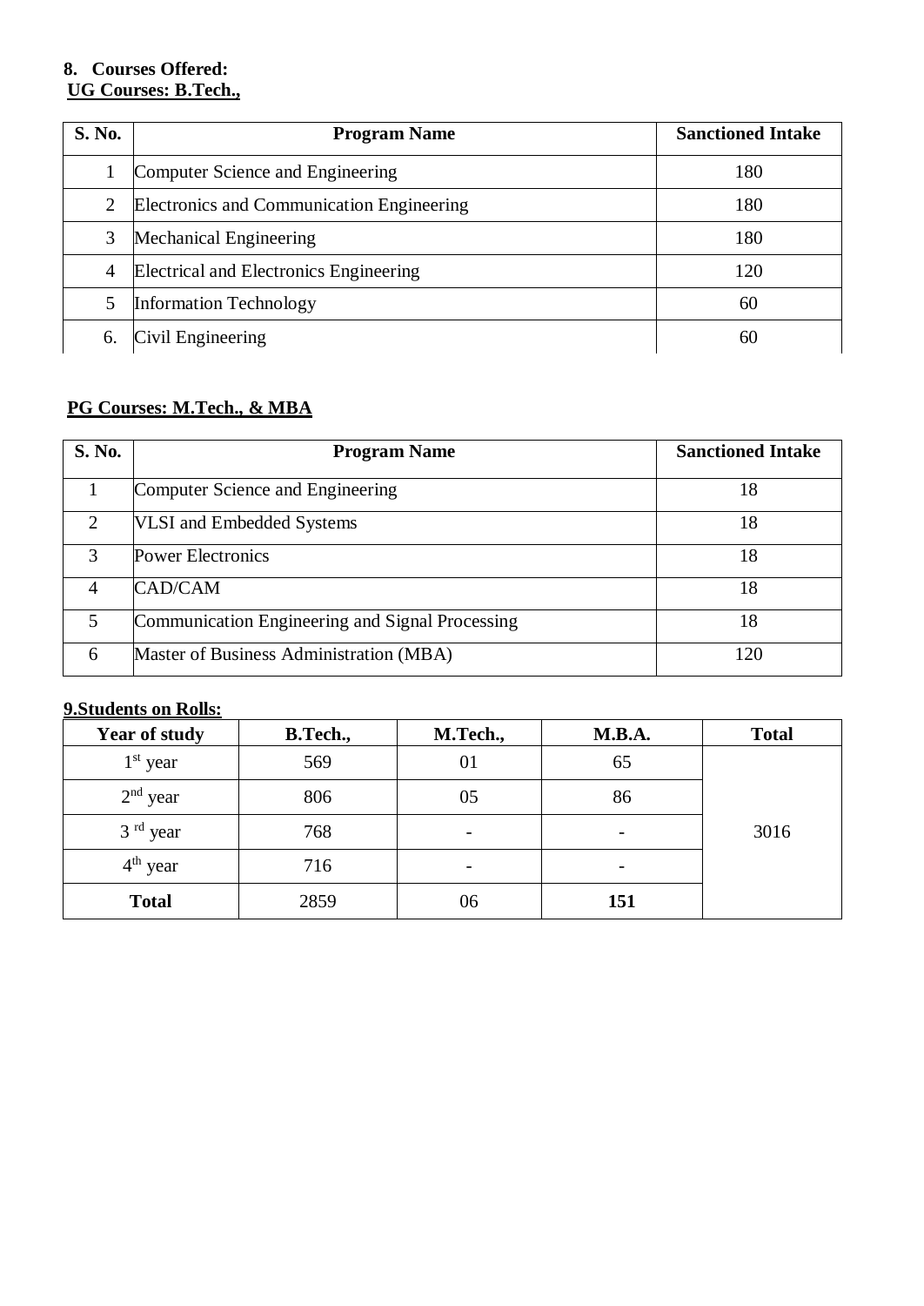**8. Courses Offered:**

**UG Courses: B.Tech.,**

| S. No. | Program Name | Sanctioned Intake |
|---|---|---|
| 1 | Computer Science and Engineering | 180 |
| 2 | Electronics and Communication Engineering | 180 |
| 3 | Mechanical Engineering | 180 |
| 4 | Electrical and Electronics Engineering | 120 |
| 5 | Information Technology | 60 |
| 6. | Civil Engineering | 60 |

**PG Courses: M.Tech., & MBA**

| S. No. | Program Name | Sanctioned Intake |
|---|---|---|
| 1 | Computer Science and Engineering | 18 |
| 2 | VLSI and Embedded Systems | 18 |
| 3 | Power Electronics | 18 |
| 4 | CAD/CAM | 18 |
| 5 | Communication Engineering and Signal Processing | 18 |
| 6 | Master of Business Administration (MBA) | 120 |

**9.Students on Rolls:**

| Year of study | B.Tech., | M.Tech., | M.B.A. | Total |
|---|---|---|---|---|
| 1st year | 569 | 01 | 65 | 3016 |
| 2nd year | 806 | 05 | 86 | |
| 3 rd year | 768 | - | - | |
| 4th year | 716 | - | - | |
| **Total** | 2859 | 06 | **151** | |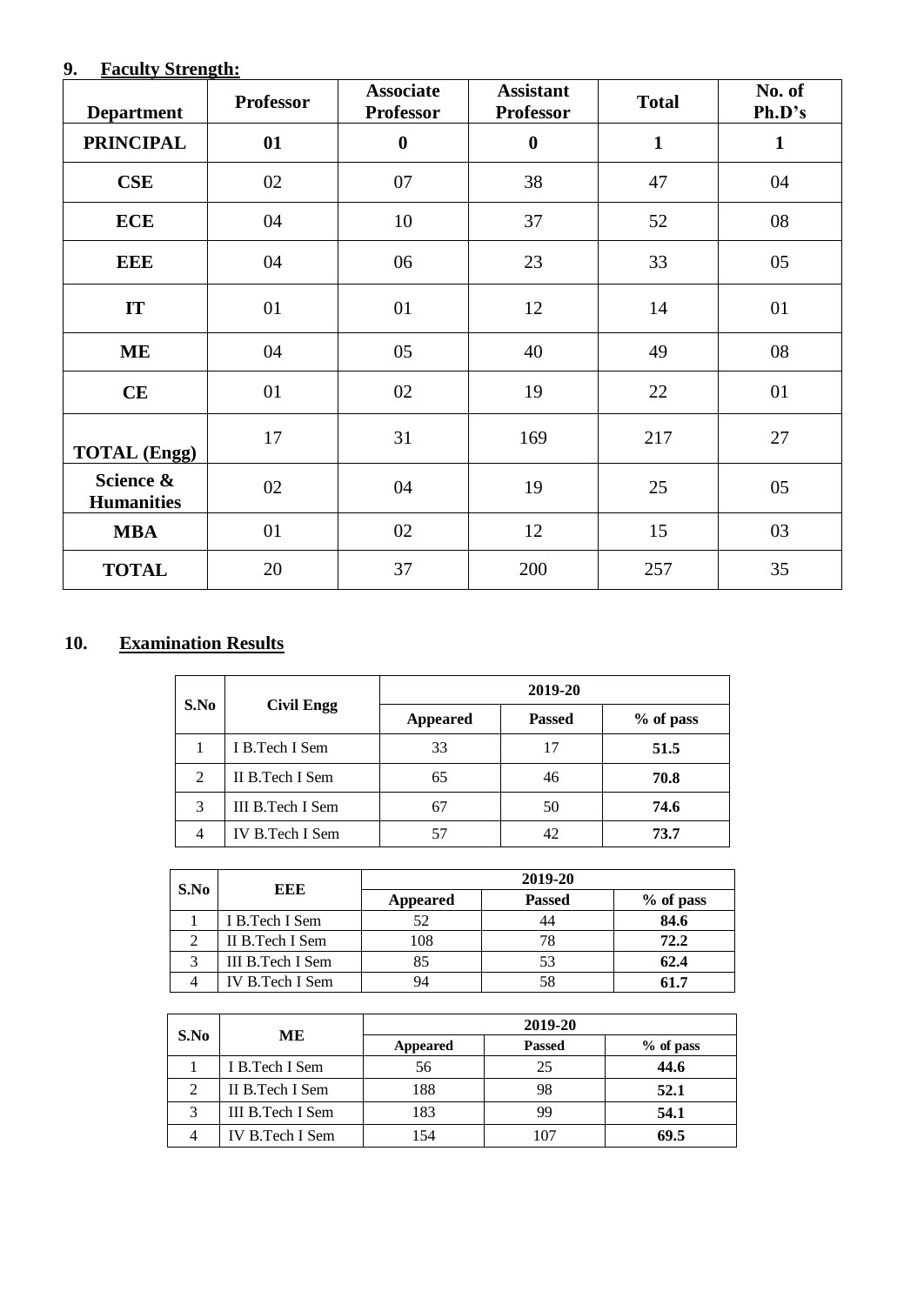## 9. Faculty Strength:

| Department | Professor | Associate Professor | Assistant Professor | Total | No. of Ph.D's |
|---|---|---|---|---|---|
| **PRINCIPAL** | **01** | **0** | **0** | **1** | **1** |
| **CSE** | 02 | 07 | 38 | 47 | 04 |
| **ECE** | 04 | 10 | 37 | 52 | 08 |
| **EEE** | 04 | 06 | 23 | 33 | 05 |
| **IT** | 01 | 01 | 12 | 14 | 01 |
| **ME** | 04 | 05 | 40 | 49 | 08 |
| **CE** | 01 | 02 | 19 | 22 | 01 |
| **TOTAL (Engg)** | 17 | 31 | 169 | 217 | 27 |
| **Science & Humanities** | 02 | 04 | 19 | 25 | 05 |
| **MBA** | 01 | 02 | 12 | 15 | 03 |
| **TOTAL** | 20 | 37 | 200 | 257 | 35 |

## 10. Examination Results

| S.No | Civil Engg | 2019-20 | | |
|---|---|---|---|---|
| | | Appeared | Passed | % of pass |
| 1 | I B.Tech I Sem | 33 | 17 | **51.5** |
| 2 | II B.Tech I Sem | 65 | 46 | **70.8** |
| 3 | III B.Tech I Sem | 67 | 50 | **74.6** |
| 4 | IV B.Tech I Sem | 57 | 42 | **73.7** |

| S.No | EEE | 2019-20 | | |
|---|---|---|---|---|
| | | Appeared | Passed | % of pass |
| 1 | I B.Tech I Sem | 52 | 44 | **84.6** |
| 2 | II B.Tech I Sem | 108 | 78 | **72.2** |
| 3 | III B.Tech I Sem | 85 | 53 | **62.4** |
| 4 | IV B.Tech I Sem | 94 | 58 | **61.7** |

| S.No | ME | 2019-20 | | |
|---|---|---|---|---|
| | | Appeared | Passed | % of pass |
| 1 | I B.Tech I Sem | 56 | 25 | **44.6** |
| 2 | II B.Tech I Sem | 188 | 98 | **52.1** |
| 3 | III B.Tech I Sem | 183 | 99 | **54.1** |
| 4 | IV B.Tech I Sem | 154 | 107 | **69.5** |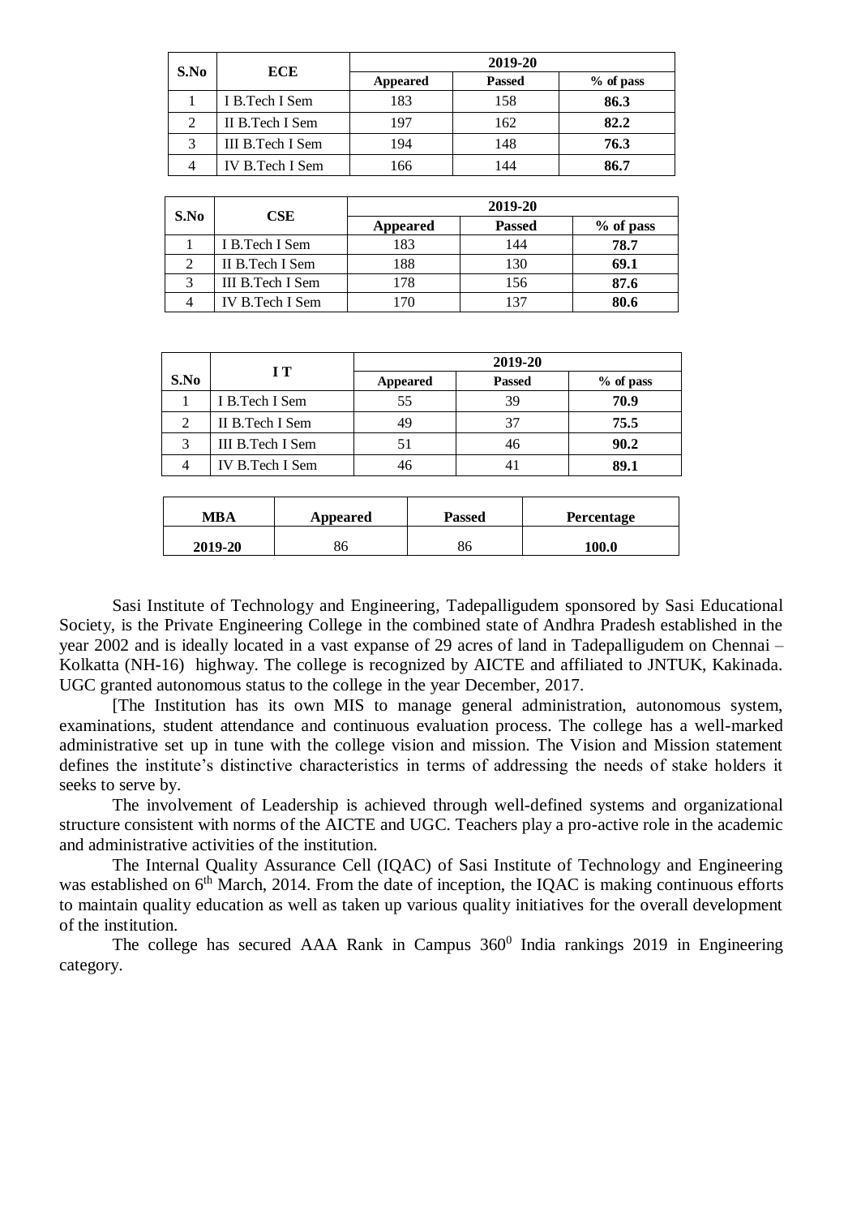| S.No | ECE | 2019-20 | | |
|---|---|---|---|---|
| | | Appeared | Passed | % of pass |
| 1 | I B.Tech I Sem | 183 | 158 | **86.3** |
| 2 | II B.Tech I Sem | 197 | 162 | **82.2** |
| 3 | III B.Tech I Sem | 194 | 148 | **76.3** |
| 4 | IV B.Tech I Sem | 166 | 144 | **86.7** |

| S.No | CSE | 2019-20 | | |
|---|---|---|---|---|
| | | Appeared | Passed | % of pass |
| 1 | I B.Tech I Sem | 183 | 144 | **78.7** |
| 2 | II B.Tech I Sem | 188 | 130 | **69.1** |
| 3 | III B.Tech I Sem | 178 | 156 | **87.6** |
| 4 | IV B.Tech I Sem | 170 | 137 | **80.6** |

| S.No | I T | 2019-20 | | |
|---|---|---|---|---|
| | | Appeared | Passed | % of pass |
| 1 | I B.Tech I Sem | 55 | 39 | **70.9** |
| 2 | II B.Tech I Sem | 49 | 37 | **75.5** |
| 3 | III B.Tech I Sem | 51 | 46 | **90.2** |
| 4 | IV B.Tech I Sem | 46 | 41 | **89.1** |

| MBA | Appeared | Passed | Percentage |
|---|---|---|---|
| **2019-20** | 86 | 86 | **100.0** |

Sasi Institute of Technology and Engineering, Tadepalligudem sponsored by Sasi Educational Society, is the Private Engineering College in the combined state of Andhra Pradesh established in the year 2002 and is ideally located in a vast expanse of 29 acres of land in Tadepalligudem on Chennai – Kolkatta (NH-16) highway. The college is recognized by AICTE and affiliated to JNTUK, Kakinada. UGC granted autonomous status to the college in the year December, 2017.

[The Institution has its own MIS to manage general administration, autonomous system, examinations, student attendance and continuous evaluation process. The college has a well-marked administrative set up in tune with the college vision and mission. The Vision and Mission statement defines the institute's distinctive characteristics in terms of addressing the needs of stake holders it seeks to serve by.

The involvement of Leadership is achieved through well-defined systems and organizational structure consistent with norms of the AICTE and UGC. Teachers play a pro-active role in the academic and administrative activities of the institution.

The Internal Quality Assurance Cell (IQAC) of Sasi Institute of Technology and Engineering was established on 6th March, 2014. From the date of inception, the IQAC is making continuous efforts to maintain quality education as well as taken up various quality initiatives for the overall development of the institution.

The college has secured AAA Rank in Campus $360^0$ India rankings 2019 in Engineering category.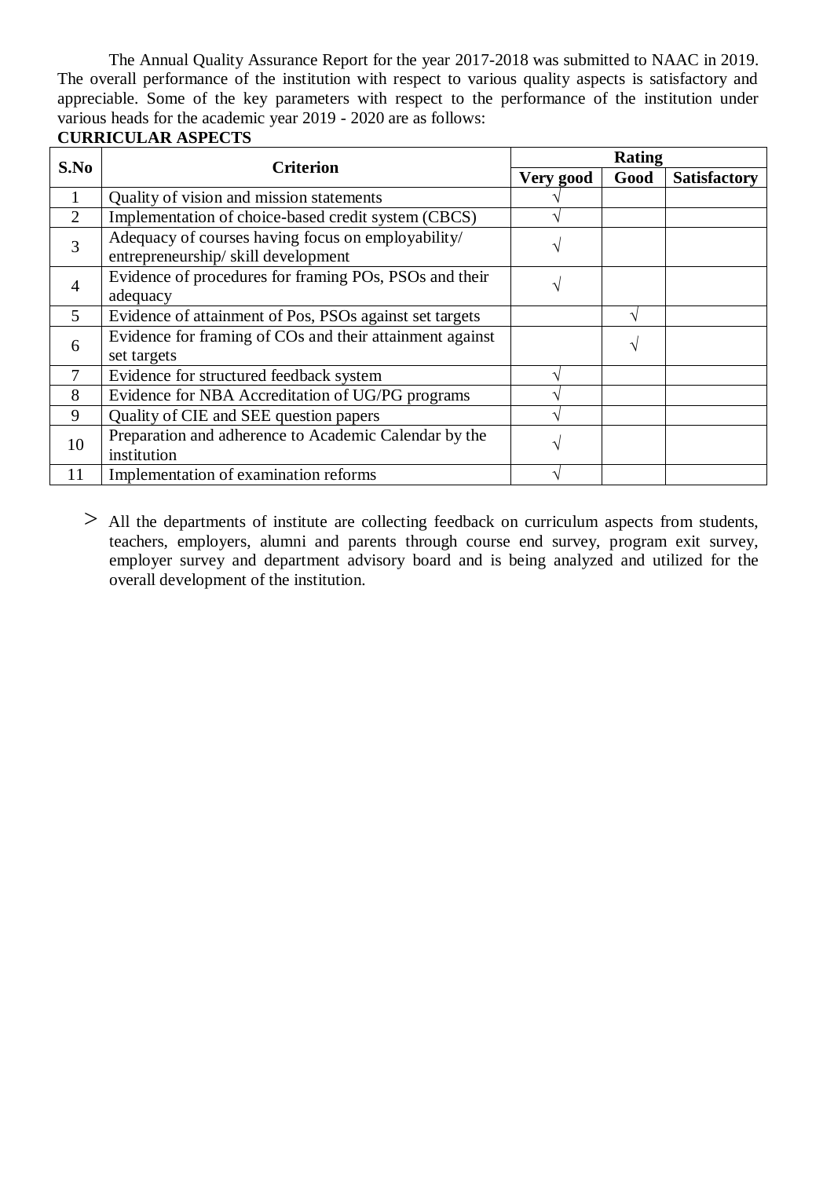The Annual Quality Assurance Report for the year 2017-2018 was submitted to NAAC in 2019. The overall performance of the institution with respect to various quality aspects is satisfactory and appreciable. Some of the key parameters with respect to the performance of the institution under various heads for the academic year 2019 - 2020 are as follows:

**CURRICULAR ASPECTS**

| S.No | Criterion | Rating | | |
|---|---|---|---|---|
| | | Very good | Good | Satisfactory |
| 1 | Quality of vision and mission statements | √ | | |
| 2 | Implementation of choice-based credit system (CBCS) | √ | | |
| 3 | Adequacy of courses having focus on employability/ entrepreneurship/ skill development | √ | | |
| 4 | Evidence of procedures for framing POs, PSOs and their adequacy | √ | | |
| 5 | Evidence of attainment of Pos, PSOs against set targets | | √ | |
| 6 | Evidence for framing of COs and their attainment against set targets | | √ | |
| 7 | Evidence for structured feedback system | √ | | |
| 8 | Evidence for NBA Accreditation of UG/PG programs | √ | | |
| 9 | Quality of CIE and SEE question papers | √ | | |
| 10 | Preparation and adherence to Academic Calendar by the institution | √ | | |
| 11 | Implementation of examination reforms | √ | | |

> All the departments of institute are collecting feedback on curriculum aspects from students, teachers, employers, alumni and parents through course end survey, program exit survey, employer survey and department advisory board and is being analyzed and utilized for the overall development of the institution.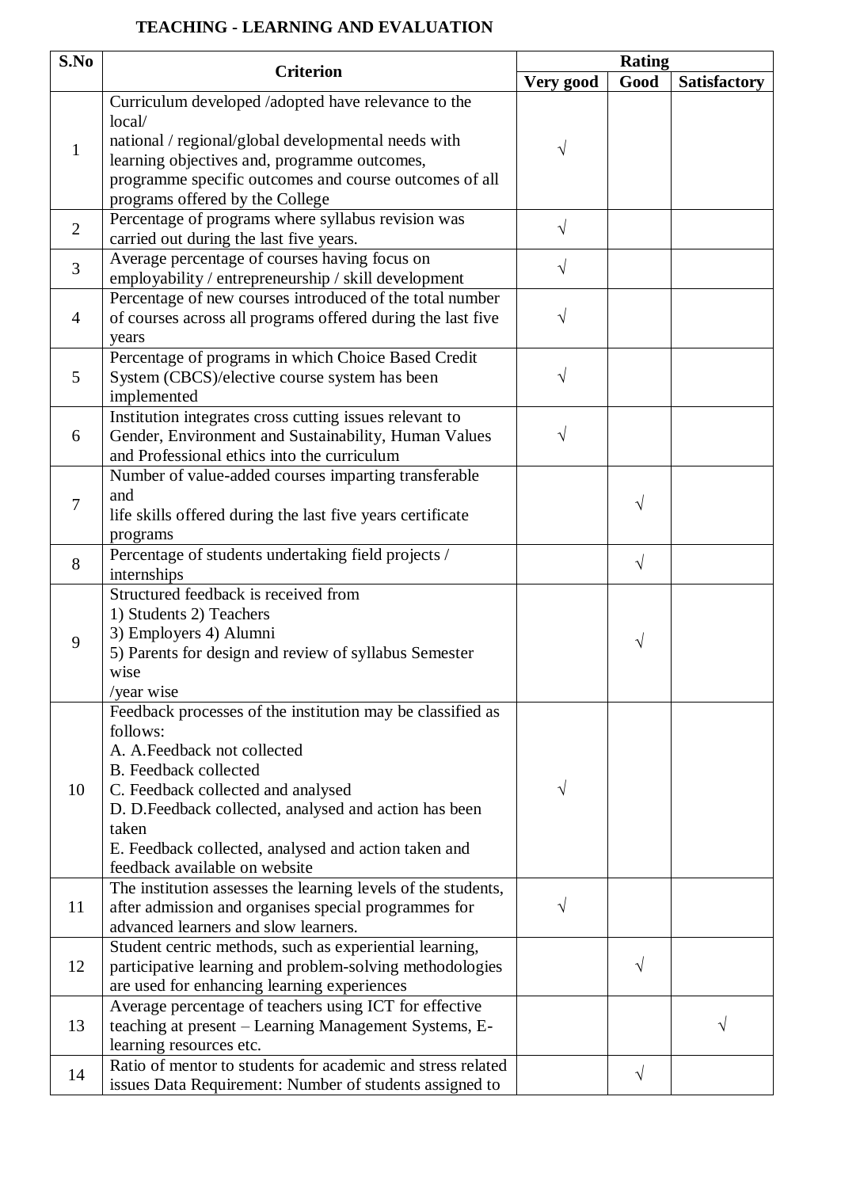**TEACHING - LEARNING AND EVALUATION**

| S.No | Criterion | Rating | | |
|---|---|---|---|---|
| | | Very good | Good | Satisfactory |
| 1 | Curriculum developed /adopted have relevance to the local/ national / regional/global developmental needs with learning objectives and, programme outcomes, programme specific outcomes and course outcomes of all programs offered by the College | √ | | |
| 2 | Percentage of programs where syllabus revision was carried out during the last five years. | √ | | |
| 3 | Average percentage of courses having focus on employability / entrepreneurship / skill development | √ | | |
| 4 | Percentage of new courses introduced of the total number of courses across all programs offered during the last five years | √ | | |
| 5 | Percentage of programs in which Choice Based Credit System (CBCS)/elective course system has been implemented | √ | | |
| 6 | Institution integrates cross cutting issues relevant to Gender, Environment and Sustainability, Human Values and Professional ethics into the curriculum | √ | | |
| 7 | Number of value-added courses imparting transferable and life skills offered during the last five years certificate programs | | √ | |
| 8 | Percentage of students undertaking field projects / internships | | √ | |
| 9 | Structured feedback is received from 1) Students 2) Teachers 3) Employers 4) Alumni 5) Parents for design and review of syllabus Semester wise /year wise | | √ | |
| 10 | Feedback processes of the institution may be classified as follows: A. A.Feedback not collected B. Feedback collected C. Feedback collected and analysed D. D.Feedback collected, analysed and action has been taken E. Feedback collected, analysed and action taken and feedback available on website | √ | | |
| 11 | The institution assesses the learning levels of the students, after admission and organises special programmes for advanced learners and slow learners. | √ | | |
| 12 | Student centric methods, such as experiential learning, participative learning and problem-solving methodologies are used for enhancing learning experiences | | √ | |
| 13 | Average percentage of teachers using ICT for effective teaching at present – Learning Management Systems, E-learning resources etc. | | | √ |
| 14 | Ratio of mentor to students for academic and stress related issues Data Requirement: Number of students assigned to | | √ | |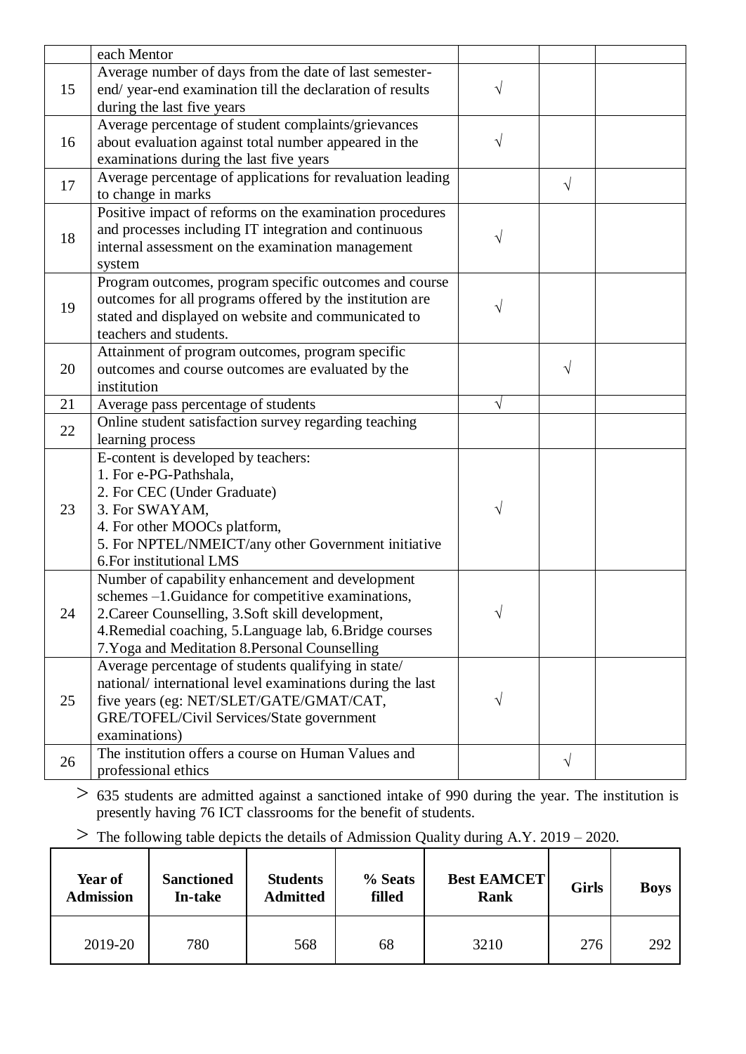| | | | | |
|---|---|---|---|---|
| | each Mentor | | | |
| 15 | Average number of days from the date of last semester-end/ year-end examination till the declaration of results during the last five years | √ | | |
| 16 | Average percentage of student complaints/grievances about evaluation against total number appeared in the examinations during the last five years | √ | | |
| 17 | Average percentage of applications for revaluation leading to change in marks | | √ | |
| 18 | Positive impact of reforms on the examination procedures and processes including IT integration and continuous internal assessment on the examination management system | √ | | |
| 19 | Program outcomes, program specific outcomes and course outcomes for all programs offered by the institution are stated and displayed on website and communicated to teachers and students. | √ | | |
| 20 | Attainment of program outcomes, program specific outcomes and course outcomes are evaluated by the institution | | √ | |
| 21 | Average pass percentage of students | √ | | |
| 22 | Online student satisfaction survey regarding teaching learning process | | | |
| 23 | E-content is developed by teachers:<br>1. For e-PG-Pathshala,<br>2. For CEC (Under Graduate)<br>3. For SWAYAM,<br>4. For other MOOCs platform,<br>5. For NPTEL/NMEICT/any other Government initiative<br>6.For institutional LMS | √ | | |
| 24 | Number of capability enhancement and development schemes –1.Guidance for competitive examinations, 2.Career Counselling, 3.Soft skill development, 4.Remedial coaching, 5.Language lab, 6.Bridge courses 7.Yoga and Meditation 8.Personal Counselling | √ | | |
| 25 | Average percentage of students qualifying in state/ national/ international level examinations during the last five years (eg: NET/SLET/GATE/GMAT/CAT, GRE/TOFEL/Civil Services/State government examinations) | √ | | |
| 26 | The institution offers a course on Human Values and professional ethics | | √ | |

> 635 students are admitted against a sanctioned intake of 990 during the year. The institution is presently having 76 ICT classrooms for the benefit of students.

> The following table depicts the details of Admission Quality during A.Y. 2019 – 2020.

| Year of Admission | Sanctioned In-take | Students Admitted | % Seats filled | Best EAMCET Rank | Girls | Boys |
|---|---|---|---|---|---|---|
| 2019-20 | 780 | 568 | 68 | 3210 | 276 | 292 |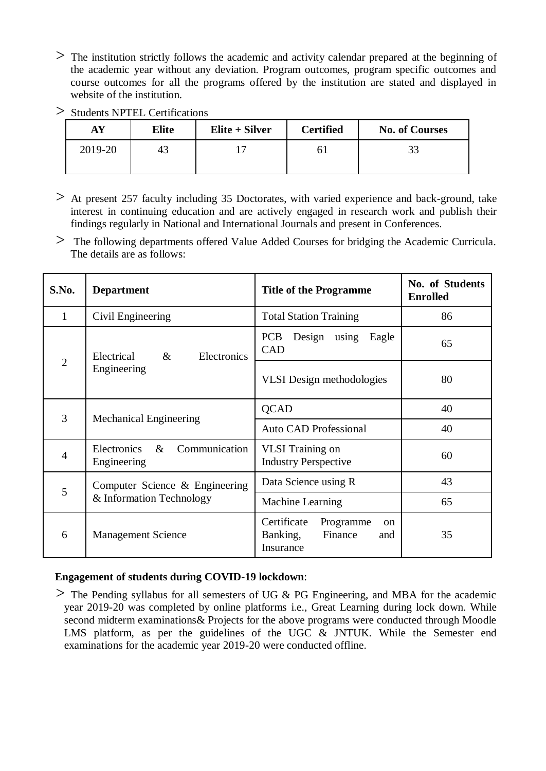> The institution strictly follows the academic and activity calendar prepared at the beginning of the academic year without any deviation. Program outcomes, program specific outcomes and course outcomes for all the programs offered by the institution are stated and displayed in website of the institution.

> Students NPTEL Certifications

| AY | Elite | Elite + Silver | Certified | No. of Courses |
|---|---|---|---|---|
| 2019-20 | 43 | 17 | 61 | 33 |

> At present 257 faculty including 35 Doctorates, with varied experience and back-ground, take interest in continuing education and are actively engaged in research work and publish their findings regularly in National and International Journals and present in Conferences.

> The following departments offered Value Added Courses for bridging the Academic Curricula. The details are as follows:

| S.No. | Department | Title of the Programme | No. of Students Enrolled |
|---|---|---|---|
| 1 | Civil Engineering | Total Station Training | 86 |
| 2 | Electrical & Electronics Engineering | PCB Design using Eagle CAD | 65 |
| | | VLSI Design methodologies | 80 |
| 3 | Mechanical Engineering | QCAD | 40 |
| | | Auto CAD Professional | 40 |
| 4 | Electronics & Communication Engineering | VLSI Training on Industry Perspective | 60 |
| 5 | Computer Science & Engineering & Information Technology | Data Science using R | 43 |
| | | Machine Learning | 65 |
| 6 | Management Science | Certificate Programme on Banking, Finance and Insurance | 35 |

**Engagement of students during COVID-19 lockdown**:

> The Pending syllabus for all semesters of UG & PG Engineering, and MBA for the academic year 2019-20 was completed by online platforms i.e., Great Learning during lock down. While second midterm examinations& Projects for the above programs were conducted through Moodle LMS platform, as per the guidelines of the UGC & JNTUK. While the Semester end examinations for the academic year 2019-20 were conducted offline.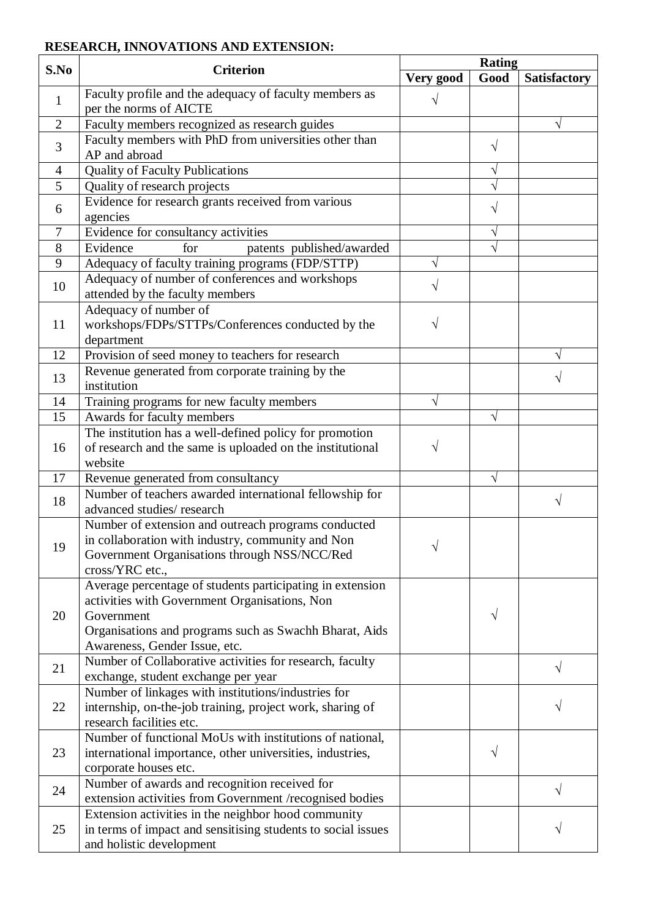**RESEARCH, INNOVATIONS AND EXTENSION:**

| S.No | Criterion | Rating | | |
|---|---|---|---|---|
| | | Very good | Good | Satisfactory |
| 1 | Faculty profile and the adequacy of faculty members as per the norms of AICTE | √ | | |
| 2 | Faculty members recognized as research guides | | | √ |
| 3 | Faculty members with PhD from universities other than AP and abroad | | √ | |
| 4 | Quality of Faculty Publications | | √ | |
| 5 | Quality of research projects | | √ | |
| 6 | Evidence for research grants received from various agencies | | √ | |
| 7 | Evidence for consultancy activities | | √ | |
| 8 | Evidence for patents published/awarded | | √ | |
| 9 | Adequacy of faculty training programs (FDP/STTP) | √ | | |
| 10 | Adequacy of number of conferences and workshops attended by the faculty members | √ | | |
| 11 | Adequacy of number of workshops/FDPs/STTPs/Conferences conducted by the department | √ | | |
| 12 | Provision of seed money to teachers for research | | | √ |
| 13 | Revenue generated from corporate training by the institution | | | √ |
| 14 | Training programs for new faculty members | √ | | |
| 15 | Awards for faculty members | | √ | |
| 16 | The institution has a well-defined policy for promotion of research and the same is uploaded on the institutional website | √ | | |
| 17 | Revenue generated from consultancy | | √ | |
| 18 | Number of teachers awarded international fellowship for advanced studies/ research | | | √ |
| 19 | Number of extension and outreach programs conducted in collaboration with industry, community and Non Government Organisations through NSS/NCC/Red cross/YRC etc., | √ | | |
| 20 | Average percentage of students participating in extension activities with Government Organisations, Non Government Organisations and programs such as Swachh Bharat, Aids Awareness, Gender Issue, etc. | | √ | |
| 21 | Number of Collaborative activities for research, faculty exchange, student exchange per year | | | √ |
| 22 | Number of linkages with institutions/industries for internship, on-the-job training, project work, sharing of research facilities etc. | | | √ |
| 23 | Number of functional MoUs with institutions of national, international importance, other universities, industries, corporate houses etc. | | √ | |
| 24 | Number of awards and recognition received for extension activities from Government /recognised bodies | | | √ |
| 25 | Extension activities in the neighbor hood community in terms of impact and sensitising students to social issues and holistic development | | | √ |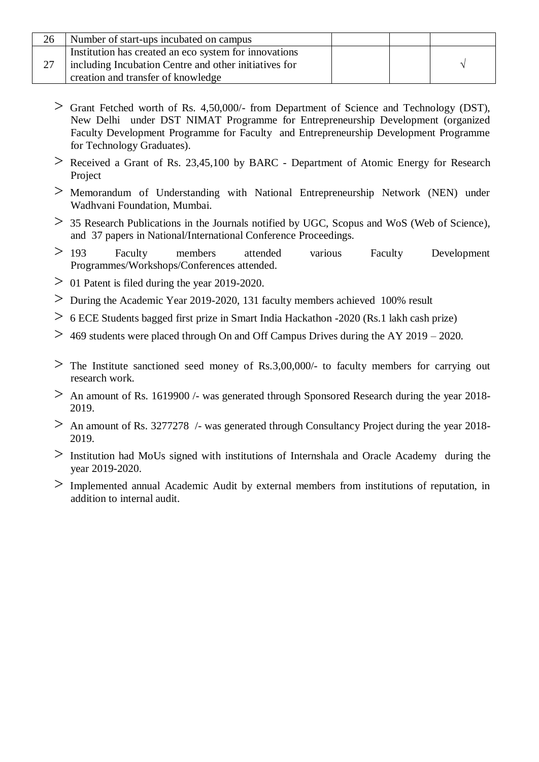| 26 | Number of start-ups incubated on campus | | | |
|---|---|---|---|---|
| 27 | Institution has created an eco system for innovations including Incubation Centre and other initiatives for creation and transfer of knowledge | | | √ |

- Grant Fetched worth of Rs. 4,50,000/- from Department of Science and Technology (DST), New Delhi under DST NIMAT Programme for Entrepreneurship Development (organized Faculty Development Programme for Faculty and Entrepreneurship Development Programme for Technology Graduates).
- Received a Grant of Rs. 23,45,100 by BARC - Department of Atomic Energy for Research Project
- Memorandum of Understanding with National Entrepreneurship Network (NEN) under Wadhvani Foundation, Mumbai.
- 35 Research Publications in the Journals notified by UGC, Scopus and WoS (Web of Science), and 37 papers in National/International Conference Proceedings.
- 193 Faculty members attended various Faculty Development Programmes/Workshops/Conferences attended.
- 01 Patent is filed during the year 2019-2020.
- During the Academic Year 2019-2020, 131 faculty members achieved 100% result
- 6 ECE Students bagged first prize in Smart India Hackathon -2020 (Rs.1 lakh cash prize)
- 469 students were placed through On and Off Campus Drives during the AY 2019 – 2020.
- The Institute sanctioned seed money of Rs.3,00,000/- to faculty members for carrying out research work.
- An amount of Rs. 1619900 /- was generated through Sponsored Research during the year 2018-2019.
- An amount of Rs. 3277278 /- was generated through Consultancy Project during the year 2018-2019.
- Institution had MoUs signed with institutions of Internshala and Oracle Academy during the year 2019-2020.
- Implemented annual Academic Audit by external members from institutions of reputation, in addition to internal audit.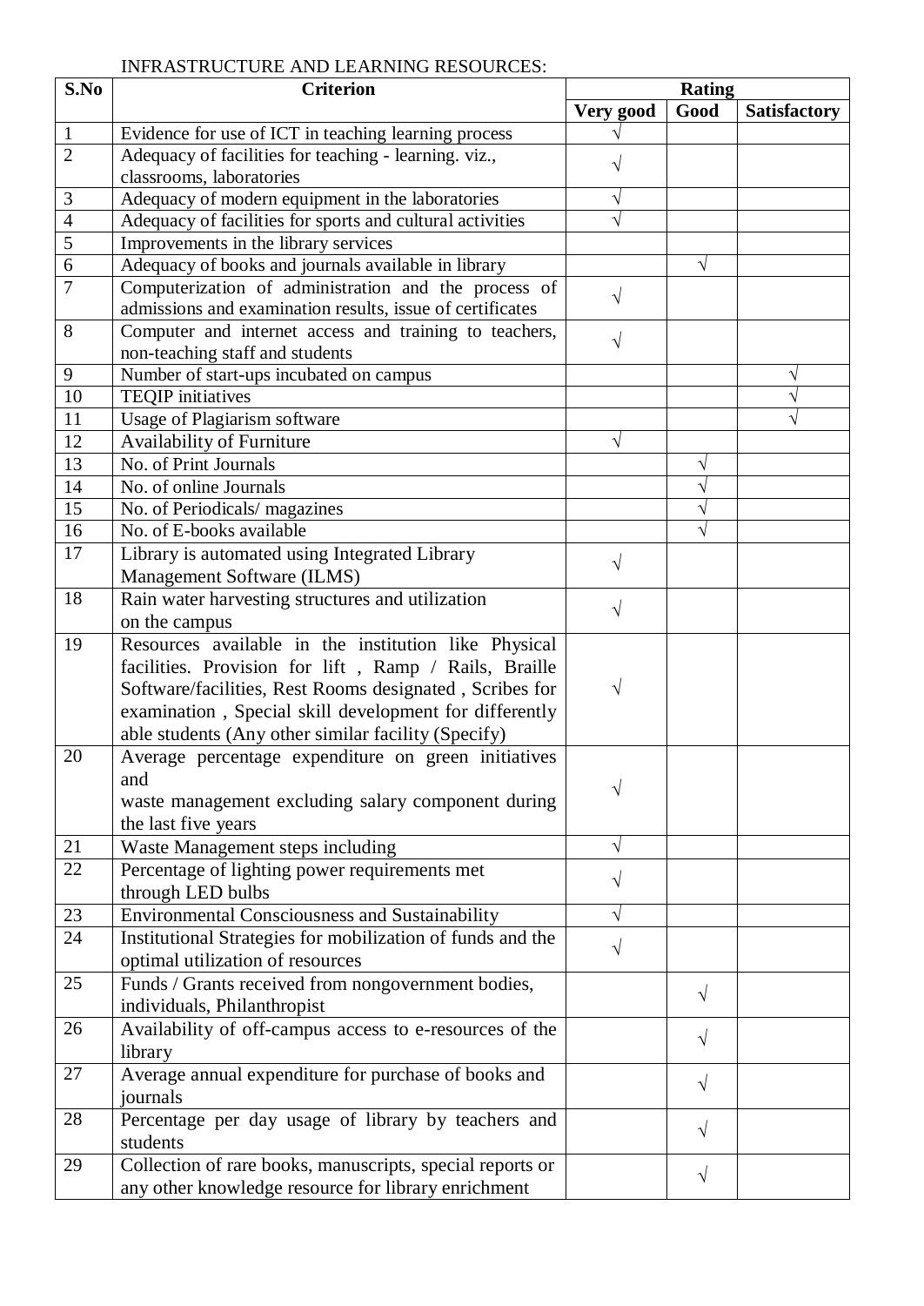INFRASTRUCTURE AND LEARNING RESOURCES:

| S.No | Criterion | Rating | | |
|---|---|---|---|---|
| | | Very good | Good | Satisfactory |
| 1 | Evidence for use of ICT in teaching learning process | √ | | |
| 2 | Adequacy of facilities for teaching - learning. viz., classrooms, laboratories | √ | | |
| 3 | Adequacy of modern equipment in the laboratories | √ | | |
| 4 | Adequacy of facilities for sports and cultural activities | √ | | |
| 5 | Improvements in the library services | | | |
| 6 | Adequacy of books and journals available in library | | √ | |
| 7 | Computerization of administration and the process of admissions and examination results, issue of certificates | √ | | |
| 8 | Computer and internet access and training to teachers, non-teaching staff and students | √ | | |
| 9 | Number of start-ups incubated on campus | | | √ |
| 10 | TEQIP initiatives | | | √ |
| 11 | Usage of Plagiarism software | | | √ |
| 12 | Availability of Furniture | √ | | |
| 13 | No. of Print Journals | | √ | |
| 14 | No. of online Journals | | √ | |
| 15 | No. of Periodicals/ magazines | | √ | |
| 16 | No. of E-books available | | √ | |
| 17 | Library is automated using Integrated Library Management Software (ILMS) | √ | | |
| 18 | Rain water harvesting structures and utilization on the campus | √ | | |
| 19 | Resources available in the institution like Physical facilities. Provision for lift , Ramp / Rails, Braille Software/facilities, Rest Rooms designated , Scribes for examination , Special skill development for differently able students (Any other similar facility (Specify) | √ | | |
| 20 | Average percentage expenditure on green initiatives and waste management excluding salary component during the last five years | √ | | |
| 21 | Waste Management steps including | √ | | |
| 22 | Percentage of lighting power requirements met through LED bulbs | √ | | |
| 23 | Environmental Consciousness and Sustainability | √ | | |
| 24 | Institutional Strategies for mobilization of funds and the optimal utilization of resources | √ | | |
| 25 | Funds / Grants received from nongovernment bodies, individuals, Philanthropist | | √ | |
| 26 | Availability of off-campus access to e-resources of the library | | √ | |
| 27 | Average annual expenditure for purchase of books and journals | | √ | |
| 28 | Percentage per day usage of library by teachers and students | | √ | |
| 29 | Collection of rare books, manuscripts, special reports or any other knowledge resource for library enrichment | | √ | |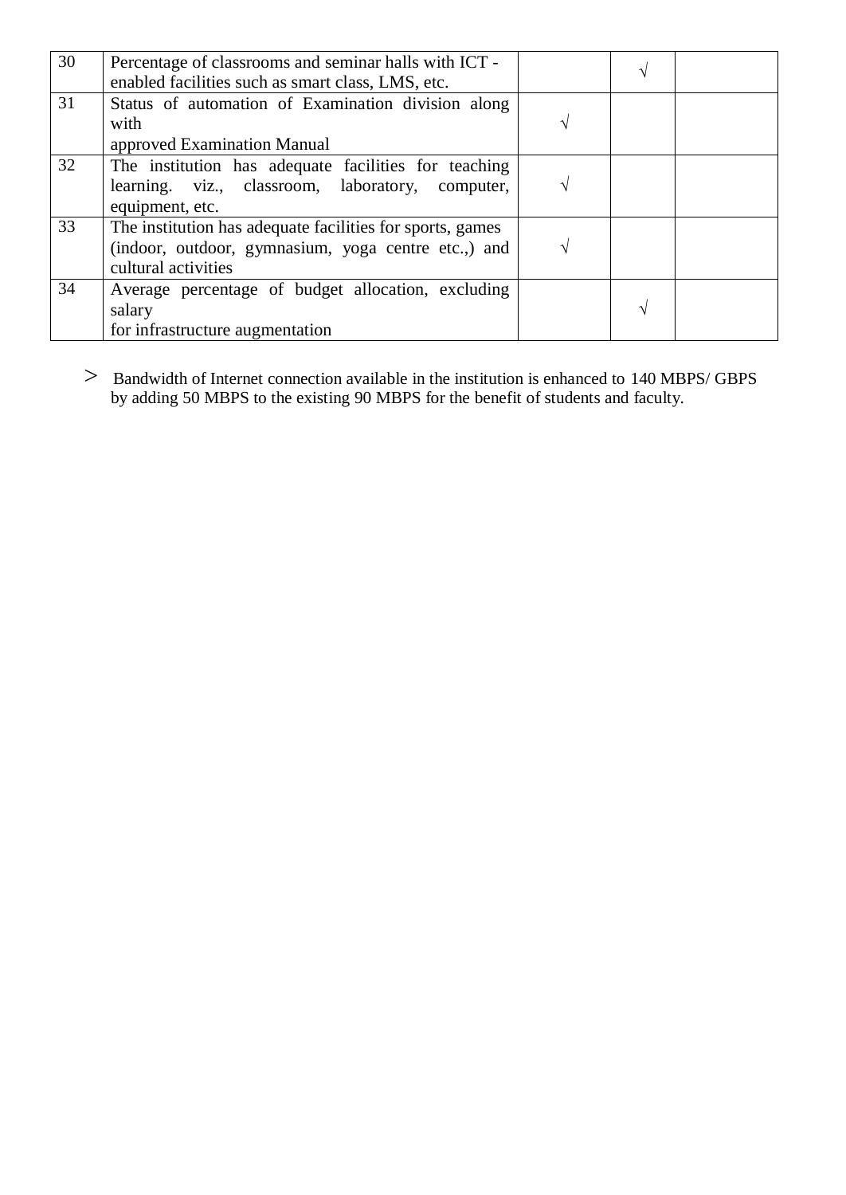| 30 | Percentage of classrooms and seminar halls with ICT - enabled facilities such as smart class, LMS, etc. | | √ | |
|---|---|---|---|---|
| 31 | Status of automation of Examination division along with approved Examination Manual | √ | | |
| 32 | The institution has adequate facilities for teaching learning. viz., classroom, laboratory, computer, equipment, etc. | √ | | |
| 33 | The institution has adequate facilities for sports, games (indoor, outdoor, gymnasium, yoga centre etc.,) and cultural activities | √ | | |
| 34 | Average percentage of budget allocation, excluding salary for infrastructure augmentation | | √ | |

> Bandwidth of Internet connection available in the institution is enhanced to 140 MBPS/ GBPS by adding 50 MBPS to the existing 90 MBPS for the benefit of students and faculty.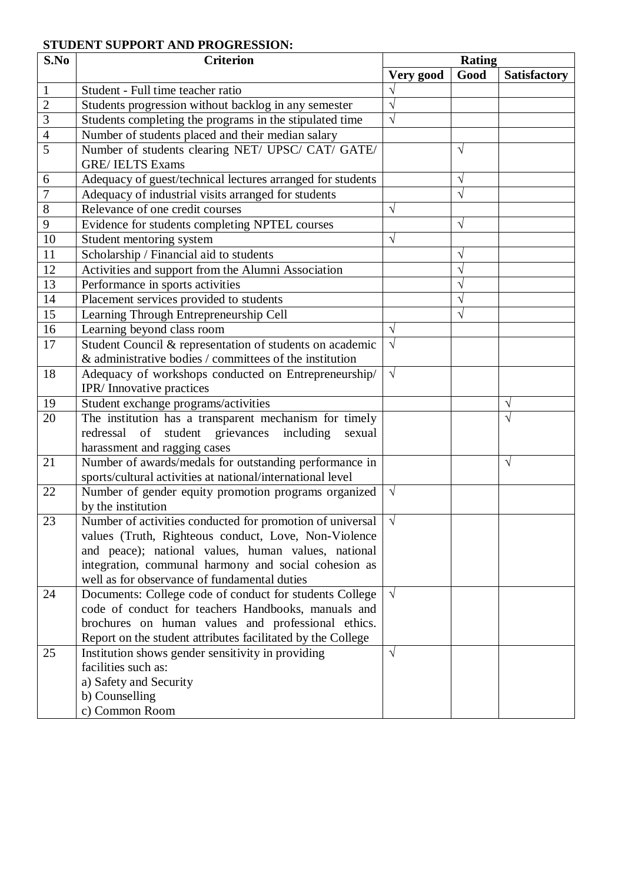**STUDENT SUPPORT AND PROGRESSION:**

| S.No | Criterion | Rating | | |
|---|---|---|---|---|
| | | Very good | Good | Satisfactory |
| 1 | Student - Full time teacher ratio | √ | | |
| 2 | Students progression without backlog in any semester | √ | | |
| 3 | Students completing the programs in the stipulated time | √ | | |
| 4 | Number of students placed and their median salary | | | |
| 5 | Number of students clearing NET/ UPSC/ CAT/ GATE/ GRE/ IELTS Exams | | √ | |
| 6 | Adequacy of guest/technical lectures arranged for students | | √ | |
| 7 | Adequacy of industrial visits arranged for students | | √ | |
| 8 | Relevance of one credit courses | √ | | |
| 9 | Evidence for students completing NPTEL courses | | √ | |
| 10 | Student mentoring system | √ | | |
| 11 | Scholarship / Financial aid to students | | √ | |
| 12 | Activities and support from the Alumni Association | | √ | |
| 13 | Performance in sports activities | | √ | |
| 14 | Placement services provided to students | | √ | |
| 15 | Learning Through Entrepreneurship Cell | | √ | |
| 16 | Learning beyond class room | √ | | |
| 17 | Student Council & representation of students on academic & administrative bodies / committees of the institution | √ | | |
| 18 | Adequacy of workshops conducted on Entrepreneurship/ IPR/ Innovative practices | √ | | |
| 19 | Student exchange programs/activities | | | √ |
| 20 | The institution has a transparent mechanism for timely redressal of student grievances including sexual harassment and ragging cases | | | √ |
| 21 | Number of awards/medals for outstanding performance in sports/cultural activities at national/international level | | | √ |
| 22 | Number of gender equity promotion programs organized by the institution | √ | | |
| 23 | Number of activities conducted for promotion of universal values (Truth, Righteous conduct, Love, Non-Violence and peace); national values, human values, national integration, communal harmony and social cohesion as well as for observance of fundamental duties | √ | | |
| 24 | Documents: College code of conduct for students College code of conduct for teachers Handbooks, manuals and brochures on human values and professional ethics. Report on the student attributes facilitated by the College | √ | | |
| 25 | Institution shows gender sensitivity in providing facilities such as:<br>a) Safety and Security<br>b) Counselling<br>c) Common Room | √ | | |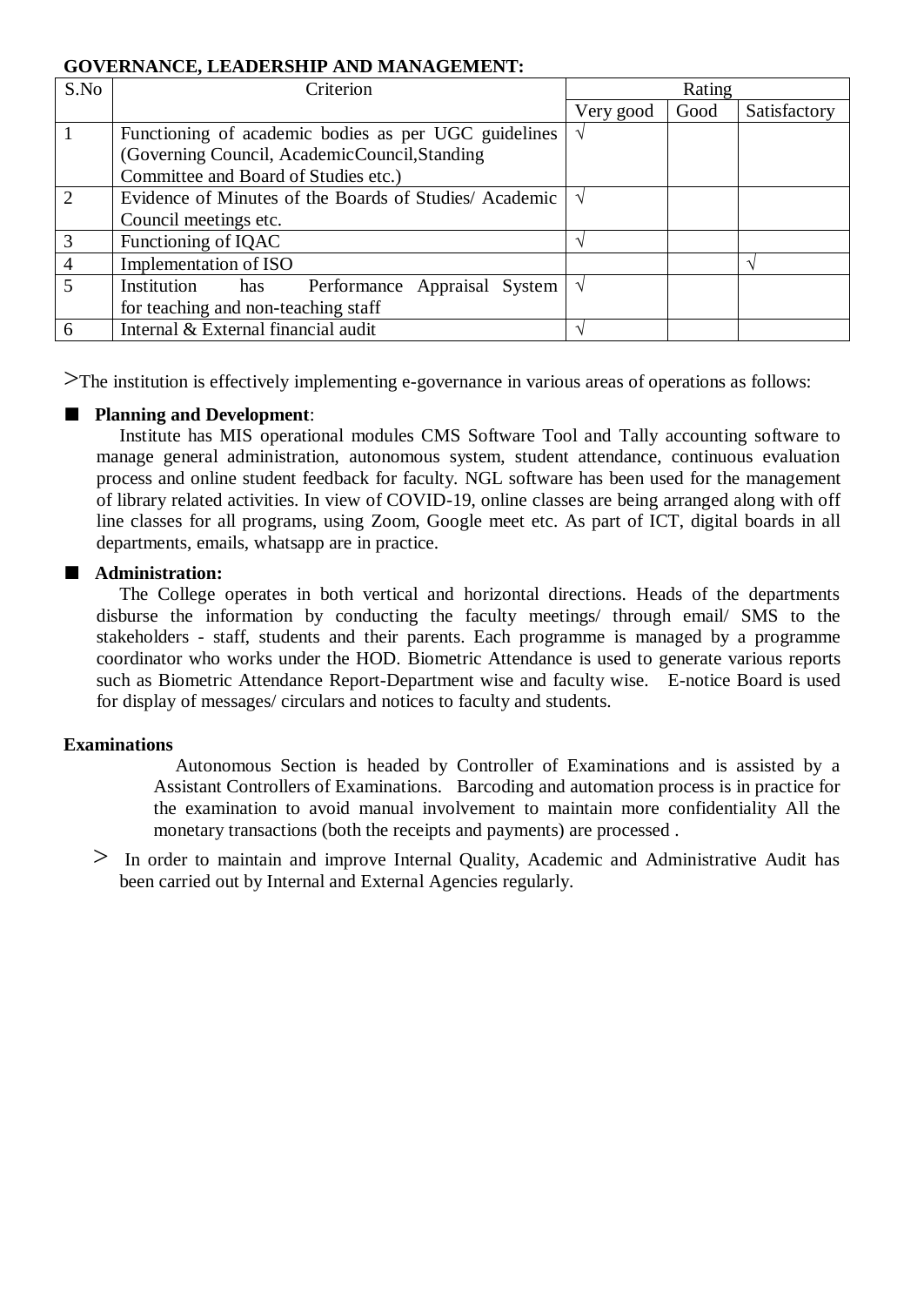**GOVERNANCE, LEADERSHIP AND MANAGEMENT:**

| S.No | Criterion | Rating | | |
|---|---|---|---|---|
| | | Very good | Good | Satisfactory |
| 1 | Functioning of academic bodies as per UGC guidelines (Governing Council, AcademicCouncil,Standing Committee and Board of Studies etc.) | √ | | |
| 2 | Evidence of Minutes of the Boards of Studies/ Academic Council meetings etc. | √ | | |
| 3 | Functioning of IQAC | √ | | |
| 4 | Implementation of ISO | | | √ |
| 5 | Institution has Performance Appraisal System for teaching and non-teaching staff | √ | | |
| 6 | Internal & External financial audit | √ | | |

>The institution is effectively implementing e-governance in various areas of operations as follows:

- **Planning and Development**:
  Institute has MIS operational modules CMS Software Tool and Tally accounting software to manage general administration, autonomous system, student attendance, continuous evaluation process and online student feedback for faculty. NGL software has been used for the management of library related activities. In view of COVID-19, online classes are being arranged along with off line classes for all programs, using Zoom, Google meet etc. As part of ICT, digital boards in all departments, emails, whatsapp are in practice.

- **Administration:**
  The College operates in both vertical and horizontal directions. Heads of the departments disburse the information by conducting the faculty meetings/ through email/ SMS to the stakeholders - staff, students and their parents. Each programme is managed by a programme coordinator who works under the HOD. Biometric Attendance is used to generate various reports such as Biometric Attendance Report-Department wise and faculty wise. E-notice Board is used for display of messages/ circulars and notices to faculty and students.

**Examinations**

Autonomous Section is headed by Controller of Examinations and is assisted by a Assistant Controllers of Examinations. Barcoding and automation process is in practice for the examination to avoid manual involvement to maintain more confidentiality All the monetary transactions (both the receipts and payments) are processed .

> In order to maintain and improve Internal Quality, Academic and Administrative Audit has been carried out by Internal and External Agencies regularly.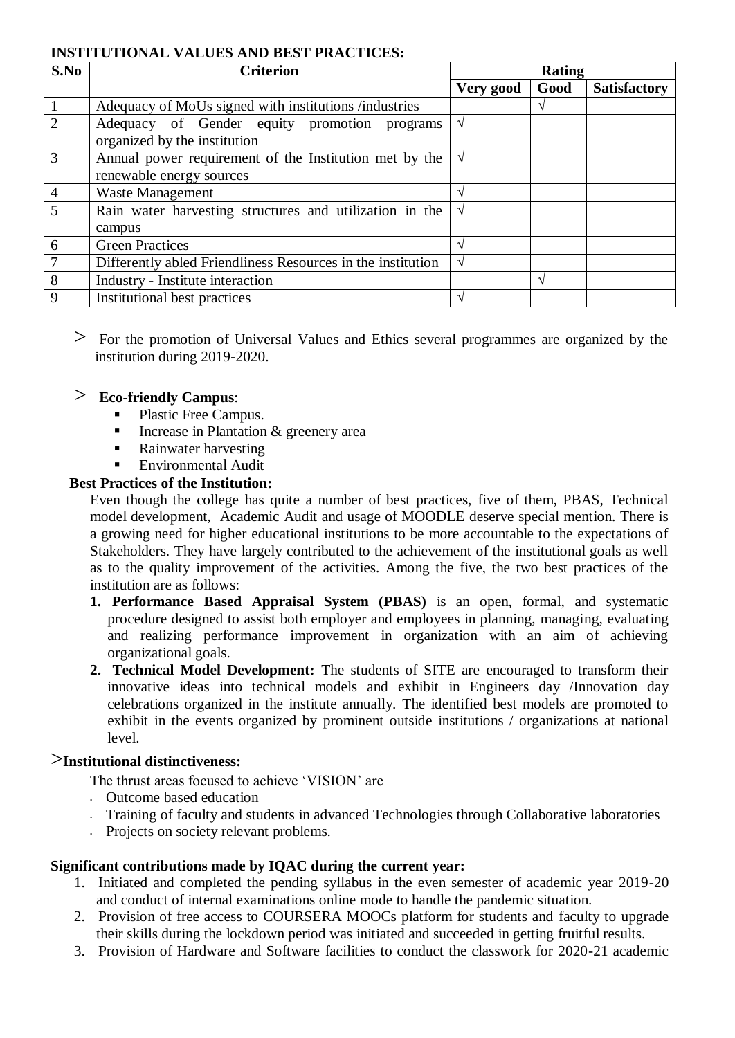**INSTITUTIONAL VALUES AND BEST PRACTICES:**

| S.No | Criterion | Rating | | |
|---|---|---|---|---|
| | | Very good | Good | Satisfactory |
| 1 | Adequacy of MoUs signed with institutions /industries | | √ | |
| 2 | Adequacy of Gender equity promotion programs organized by the institution | √ | | |
| 3 | Annual power requirement of the Institution met by the renewable energy sources | √ | | |
| 4 | Waste Management | √ | | |
| 5 | Rain water harvesting structures and utilization in the campus | √ | | |
| 6 | Green Practices | √ | | |
| 7 | Differently abled Friendliness Resources in the institution | √ | | |
| 8 | Industry - Institute interaction | | √ | |
| 9 | Institutional best practices | √ | | |

> For the promotion of Universal Values and Ethics several programmes are organized by the institution during 2019-2020.

> **Eco-friendly Campus**:

- Plastic Free Campus.
- Increase in Plantation & greenery area
- Rainwater harvesting
- Environmental Audit

**Best Practices of the Institution:**

Even though the college has quite a number of best practices, five of them, PBAS, Technical model development, Academic Audit and usage of MOODLE deserve special mention. There is a growing need for higher educational institutions to be more accountable to the expectations of Stakeholders. They have largely contributed to the achievement of the institutional goals as well as to the quality improvement of the activities. Among the five, the two best practices of the institution are as follows:

1. **Performance Based Appraisal System (PBAS)** is an open, formal, and systematic procedure designed to assist both employer and employees in planning, managing, evaluating and realizing performance improvement in organization with an aim of achieving organizational goals.
2. **Technical Model Development:** The students of SITE are encouraged to transform their innovative ideas into technical models and exhibit in Engineers day /Innovation day celebrations organized in the institute annually. The identified best models are promoted to exhibit in the events organized by prominent outside institutions / organizations at national level.

>**Institutional distinctiveness:**

The thrust areas focused to achieve 'VISION' are

- Outcome based education
- Training of faculty and students in advanced Technologies through Collaborative laboratories
- Projects on society relevant problems.

**Significant contributions made by IQAC during the current year:**

1. Initiated and completed the pending syllabus in the even semester of academic year 2019-20 and conduct of internal examinations online mode to handle the pandemic situation.
2. Provision of free access to COURSERA MOOCs platform for students and faculty to upgrade their skills during the lockdown period was initiated and succeeded in getting fruitful results.
3. Provision of Hardware and Software facilities to conduct the classwork for 2020-21 academic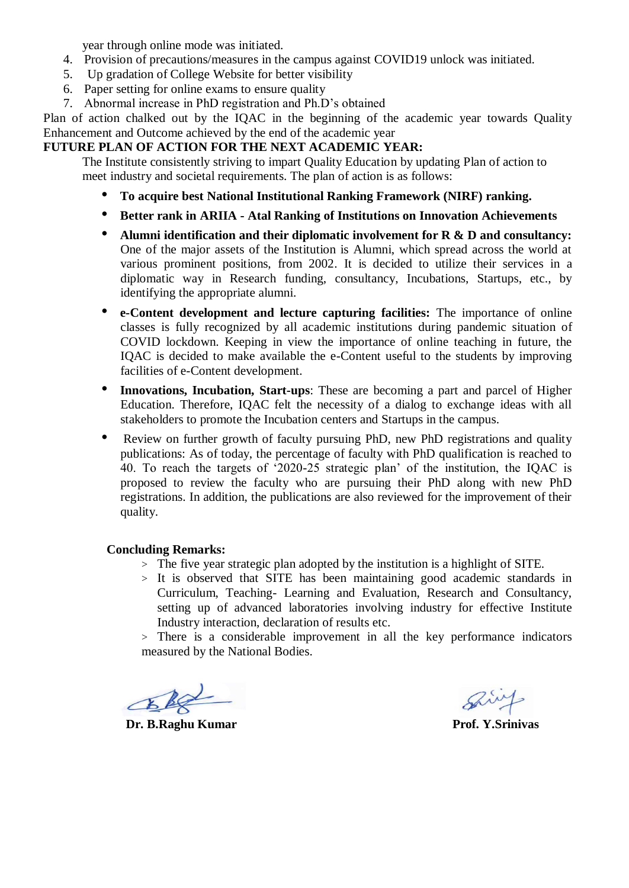year through online mode was initiated.

4. Provision of precautions/measures in the campus against COVID19 unlock was initiated.
5. Up gradation of College Website for better visibility
6. Paper setting for online exams to ensure quality
7. Abnormal increase in PhD registration and Ph.D's obtained

Plan of action chalked out by the IQAC in the beginning of the academic year towards Quality Enhancement and Outcome achieved by the end of the academic year

**FUTURE PLAN OF ACTION FOR THE NEXT ACADEMIC YEAR:**

The Institute consistently striving to impart Quality Education by updating Plan of action to meet industry and societal requirements. The plan of action is as follows:

- **To acquire best National Institutional Ranking Framework (NIRF) ranking.**
- **Better rank in ARIIA - Atal Ranking of Institutions on Innovation Achievements**
- **Alumni identification and their diplomatic involvement for R & D and consultancy:** One of the major assets of the Institution is Alumni, which spread across the world at various prominent positions, from 2002. It is decided to utilize their services in a diplomatic way in Research funding, consultancy, Incubations, Startups, etc., by identifying the appropriate alumni.
- **e-Content development and lecture capturing facilities:** The importance of online classes is fully recognized by all academic institutions during pandemic situation of COVID lockdown. Keeping in view the importance of online teaching in future, the IQAC is decided to make available the e-Content useful to the students by improving facilities of e-Content development.
- **Innovations, Incubation, Start-ups**: These are becoming a part and parcel of Higher Education. Therefore, IQAC felt the necessity of a dialog to exchange ideas with all stakeholders to promote the Incubation centers and Startups in the campus.
- Review on further growth of faculty pursuing PhD, new PhD registrations and quality publications: As of today, the percentage of faculty with PhD qualification is reached to 40. To reach the targets of '2020-25 strategic plan' of the institution, the IQAC is proposed to review the faculty who are pursuing their PhD along with new PhD registrations. In addition, the publications are also reviewed for the improvement of their quality.

**Concluding Remarks:**

> The five year strategic plan adopted by the institution is a highlight of SITE.

> It is observed that SITE has been maintaining good academic standards in Curriculum, Teaching- Learning and Evaluation, Research and Consultancy, setting up of advanced laboratories involving industry for effective Institute Industry interaction, declaration of results etc.

> There is a considerable improvement in all the key performance indicators measured by the National Bodies.

**Dr. B.Raghu Kumar** **Prof. Y.Srinivas**